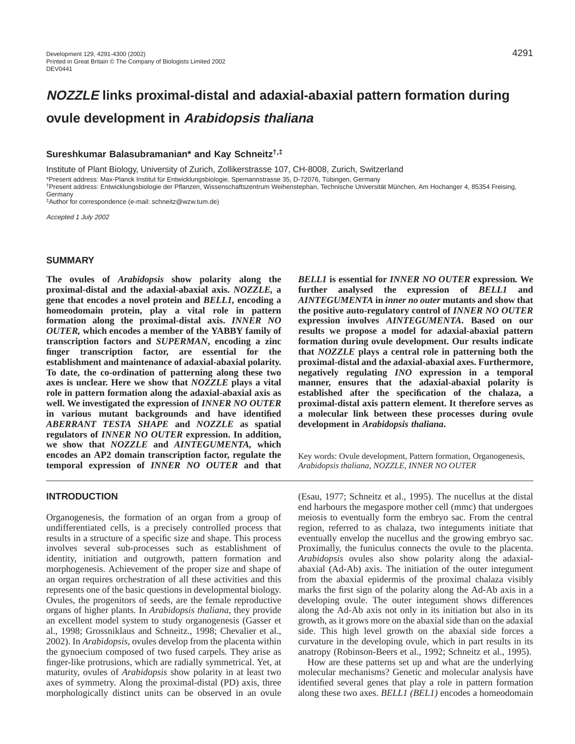# ***NOZZLE*** links proximal-distal and adaxial-abaxial pattern formation during ovule development in ***Arabidopsis thaliana***

**Sureshkumar Balasubramanian\* and Kay Schneitz†,‡**

Institute of Plant Biology, University of Zurich, Zollikerstrasse 107, CH-8008, Zurich, Switzerland

\*Present address: Max-Planck Institut für Entwicklungsbiologie, Spemannstrasse 35, D-72076, Tübingen, Germany

†Present address: Entwicklungsbiologie der Pflanzen, Wissenschaftszentrum Weihenstephan, Technische Universität München, Am Hochanger 4, 85354 Freising, Germany

‡Author for correspondence (e-mail: schneitz@wzw.tum.de)

*Accepted 1 July 2002*

## SUMMARY

**The ovules of *Arabidopsis* show polarity along the proximal-distal and the adaxial-abaxial axis. *NOZZLE*, a gene that encodes a novel protein and *BELL1*, encoding a homeodomain protein, play a vital role in pattern formation along the proximal-distal axis. *INNER NO OUTER*, which encodes a member of the YABBY family of transcription factors and *SUPERMAN*, encoding a zinc finger transcription factor, are essential for the establishment and maintenance of adaxial-abaxial polarity. To date, the co-ordination of patterning along these two axes is unclear. Here we show that *NOZZLE* plays a vital role in pattern formation along the adaxial-abaxial axis as well. We investigated the expression of *INNER NO OUTER* in various mutant backgrounds and have identified *ABERRANT TESTA SHAPE* and *NOZZLE* as spatial regulators of *INNER NO OUTER* expression. In addition, we show that *NOZZLE* and *AINTEGUMENTA*, which encodes an AP2 domain transcription factor, regulate the temporal expression of *INNER NO OUTER* and that *BELL1* is essential for *INNER NO OUTER* expression. We further analysed the expression of *BELL1* and *AINTEGUMENTA* in *inner no outer* mutants and show that the positive auto-regulatory control of *INNER NO OUTER* expression involves *AINTEGUMENTA*. Based on our results we propose a model for adaxial-abaxial pattern formation during ovule development. Our results indicate that *NOZZLE* plays a central role in patterning both the proximal-distal and the adaxial-abaxial axes. Furthermore, negatively regulating *INO* expression in a temporal manner, ensures that the adaxial-abaxial polarity is established after the specification of the chalaza, a proximal-distal axis pattern element. It therefore serves as a molecular link between these processes during ovule development in *Arabidopsis thaliana*.**

Key words: Ovule development, Pattern formation, Organogenesis, *Arabidopsis thaliana, NOZZLE, INNER NO OUTER*

## INTRODUCTION

Organogenesis, the formation of an organ from a group of undifferentiated cells, is a precisely controlled process that results in a structure of a specific size and shape. This process involves several sub-processes such as establishment of identity, initiation and outgrowth, pattern formation and morphogenesis. Achievement of the proper size and shape of an organ requires orchestration of all these activities and this represents one of the basic questions in developmental biology. Ovules, the progenitors of seeds, are the female reproductive organs of higher plants. In *Arabidopsis thaliana,* they provide an excellent model system to study organogenesis (Gasser et al., 1998; Grossniklaus and Schneitz., 1998; Chevalier et al., 2002). In *Arabidopsis,* ovules develop from the placenta within the gynoecium composed of two fused carpels*.* They arise as finger-like protrusions, which are radially symmetrical. Yet, at maturity, ovules of *Arabidopsis* show polarity in at least two axes of symmetry. Along the proximal-distal (PD) axis, three morphologically distinct units can be observed in an ovule (Esau, 1977; Schneitz et al., 1995). The nucellus at the distal end harbours the megaspore mother cell (mmc) that undergoes meiosis to eventually form the embryo sac. From the central region, referred to as chalaza, two integuments initiate that eventually envelop the nucellus and the growing embryo sac. Proximally, the funiculus connects the ovule to the placenta. *Arabidopsis* ovules also show polarity along the adaxial-abaxial (Ad-Ab) axis. The initiation of the outer integument from the abaxial epidermis of the proximal chalaza visibly marks the first sign of the polarity along the Ad-Ab axis in a developing ovule. The outer integument shows differences along the Ad-Ab axis not only in its initiation but also in its growth, as it grows more on the abaxial side than on the adaxial side. This high level growth on the abaxial side forces a curvature in the developing ovule, which in part results in its anatropy (Robinson-Beers et al., 1992; Schneitz et al., 1995).

How are these patterns set up and what are the underlying molecular mechanisms? Genetic and molecular analysis have identified several genes that play a role in pattern formation along these two axes. *BELL1 (BEL1)* encodes a homeodomain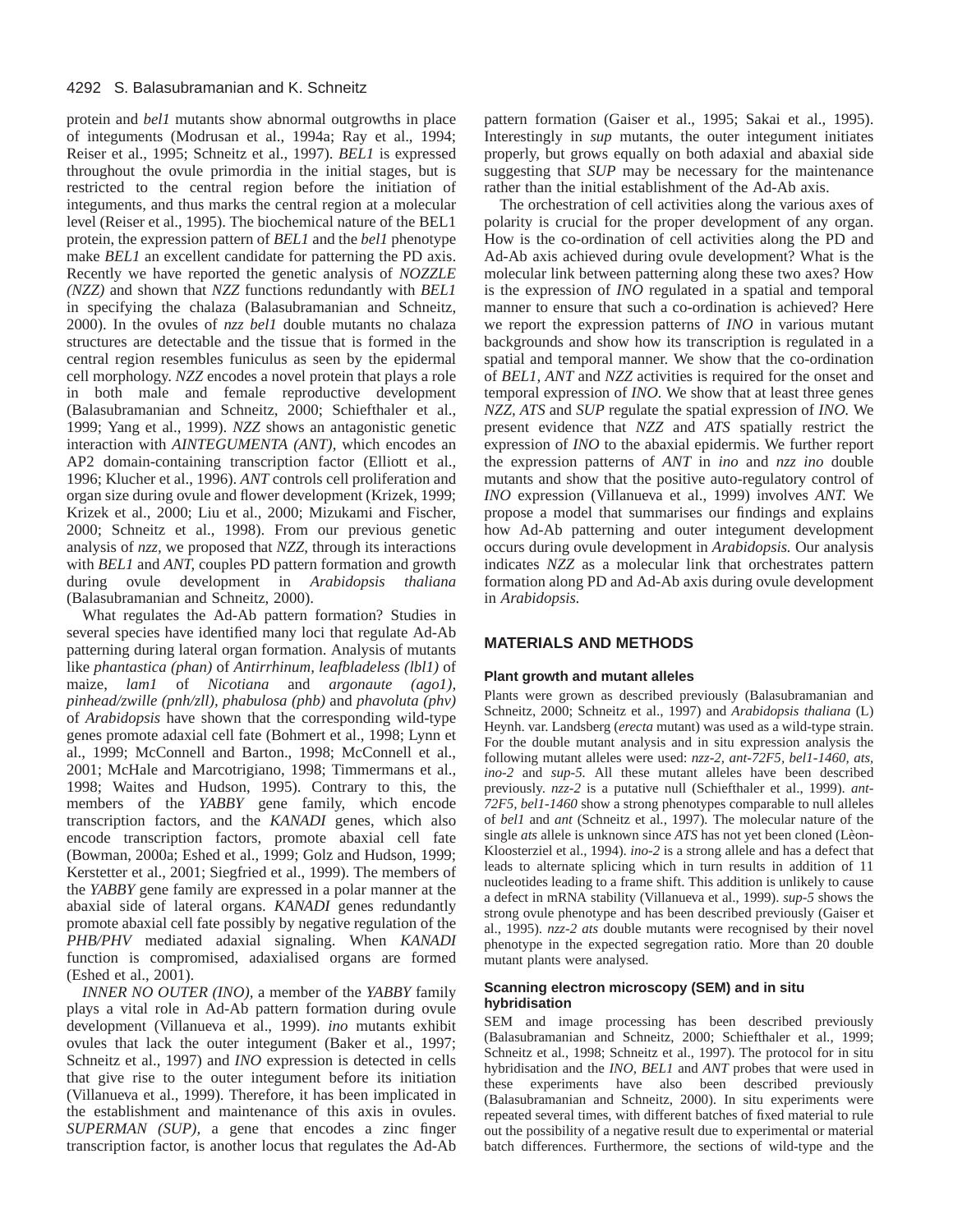protein and *bel1* mutants show abnormal outgrowths in place of integuments (Modrusan et al., 1994a; Ray et al., 1994; Reiser et al., 1995; Schneitz et al., 1997). *BEL1* is expressed throughout the ovule primordia in the initial stages, but is restricted to the central region before the initiation of integuments, and thus marks the central region at a molecular level (Reiser et al., 1995). The biochemical nature of the BEL1 protein, the expression pattern of *BEL1* and the *bel1* phenotype make *BEL1* an excellent candidate for patterning the PD axis. Recently we have reported the genetic analysis of *NOZZLE (NZZ)* and shown that *NZZ* functions redundantly with *BEL1* in specifying the chalaza (Balasubramanian and Schneitz, 2000). In the ovules of *nzz bel1* double mutants no chalaza structures are detectable and the tissue that is formed in the central region resembles funiculus as seen by the epidermal cell morphology. *NZZ* encodes a novel protein that plays a role in both male and female reproductive development (Balasubramanian and Schneitz, 2000; Schiefthaler et al., 1999; Yang et al., 1999). *NZZ* shows an antagonistic genetic interaction with *AINTEGUMENTA (ANT)*, which encodes an AP2 domain-containing transcription factor (Elliott et al., 1996; Klucher et al., 1996). *ANT* controls cell proliferation and organ size during ovule and flower development (Krizek, 1999; Krizek et al., 2000; Liu et al., 2000; Mizukami and Fischer, 2000; Schneitz et al., 1998). From our previous genetic analysis of *nzz*, we proposed that *NZZ*, through its interactions with *BEL1* and *ANT*, couples PD pattern formation and growth during ovule development in *Arabidopsis thaliana* (Balasubramanian and Schneitz, 2000).

What regulates the Ad-Ab pattern formation? Studies in several species have identified many loci that regulate Ad-Ab patterning during lateral organ formation. Analysis of mutants like *phantastica (phan)* of *Antirrhinum*, *leafbladeless (lbl1)* of maize, *lam1* of *Nicotiana* and *argonaute (ago1)*, *pinhead/zwille (pnh/zll)*, *phabulosa (phb)* and *phavoluta (phv)* of *Arabidopsis* have shown that the corresponding wild-type genes promote adaxial cell fate (Bohmert et al., 1998; Lynn et al., 1999; McConnell and Barton., 1998; McConnell et al., 2001; McHale and Marcotrigiano, 1998; Timmermans et al., 1998; Waites and Hudson, 1995). Contrary to this, the members of the *YABBY* gene family, which encode transcription factors, and the *KANADI* genes, which also encode transcription factors, promote abaxial cell fate (Bowman, 2000a; Eshed et al., 1999; Golz and Hudson, 1999; Kerstetter et al., 2001; Siegfried et al., 1999). The members of the *YABBY* gene family are expressed in a polar manner at the abaxial side of lateral organs. *KANADI* genes redundantly promote abaxial cell fate possibly by negative regulation of the *PHB/PHV* mediated adaxial signaling. When *KANADI* function is compromised, adaxialised organs are formed (Eshed et al., 2001).

*INNER NO OUTER (INO)*, a member of the *YABBY* family plays a vital role in Ad-Ab pattern formation during ovule development (Villanueva et al., 1999). *ino* mutants exhibit ovules that lack the outer integument (Baker et al., 1997; Schneitz et al., 1997) and *INO* expression is detected in cells that give rise to the outer integument before its initiation (Villanueva et al., 1999). Therefore, it has been implicated in the establishment and maintenance of this axis in ovules. *SUPERMAN (SUP)*, a gene that encodes a zinc finger transcription factor, is another locus that regulates the Ad-Ab pattern formation (Gaiser et al., 1995; Sakai et al., 1995). Interestingly in *sup* mutants, the outer integument initiates properly, but grows equally on both adaxial and abaxial side suggesting that *SUP* may be necessary for the maintenance rather than the initial establishment of the Ad-Ab axis.

The orchestration of cell activities along the various axes of polarity is crucial for the proper development of any organ. How is the co-ordination of cell activities along the PD and Ad-Ab axis achieved during ovule development? What is the molecular link between patterning along these two axes? How is the expression of *INO* regulated in a spatial and temporal manner to ensure that such a co-ordination is achieved? Here we report the expression patterns of *INO* in various mutant backgrounds and show how its transcription is regulated in a spatial and temporal manner. We show that the co-ordination of *BEL1*, *ANT* and *NZZ* activities is required for the onset and temporal expression of *INO*. We show that at least three genes *NZZ*, *ATS* and *SUP* regulate the spatial expression of *INO*. We present evidence that *NZZ* and *ATS* spatially restrict the expression of *INO* to the abaxial epidermis. We further report the expression patterns of *ANT* in *ino* and *nzz ino* double mutants and show that the positive auto-regulatory control of *INO* expression (Villanueva et al., 1999) involves *ANT*. We propose a model that summarises our findings and explains how Ad-Ab patterning and outer integument development occurs during ovule development in *Arabidopsis*. Our analysis indicates *NZZ* as a molecular link that orchestrates pattern formation along PD and Ad-Ab axis during ovule development in *Arabidopsis*.

## MATERIALS AND METHODS

### Plant growth and mutant alleles

Plants were grown as described previously (Balasubramanian and Schneitz, 2000; Schneitz et al., 1997) and *Arabidopsis thaliana* (L) Heynh. var. Landsberg (*erecta* mutant) was used as a wild-type strain. For the double mutant analysis and in situ expression analysis the following mutant alleles were used: *nzz-2*, *ant-72F5*, *bel1-1460*, *ats*, *ino-2* and *sup-5*. All these mutant alleles have been described previously. *nzz-2* is a putative null (Schiefthaler et al., 1999). *ant-72F5*, *bel1-1460* show a strong phenotypes comparable to null alleles of *bel1* and *ant* (Schneitz et al., 1997). The molecular nature of the single *ats* allele is unknown since *ATS* has not yet been cloned (Lèon-Kloosterziel et al., 1994). *ino-2* is a strong allele and has a defect that leads to alternate splicing which in turn results in addition of 11 nucleotides leading to a frame shift. This addition is unlikely to cause a defect in mRNA stability (Villanueva et al., 1999). *sup-5* shows the strong ovule phenotype and has been described previously (Gaiser et al., 1995). *nzz-2 ats* double mutants were recognised by their novel phenotype in the expected segregation ratio. More than 20 double mutant plants were analysed.

### Scanning electron microscopy (SEM) and in situ hybridisation

SEM and image processing has been described previously (Balasubramanian and Schneitz, 2000; Schiefthaler et al., 1999; Schneitz et al., 1998; Schneitz et al., 1997). The protocol for in situ hybridisation and the *INO*, *BEL1* and *ANT* probes that were used in these experiments have also been described previously (Balasubramanian and Schneitz, 2000). In situ experiments were repeated several times, with different batches of fixed material to rule out the possibility of a negative result due to experimental or material batch differences. Furthermore, the sections of wild-type and the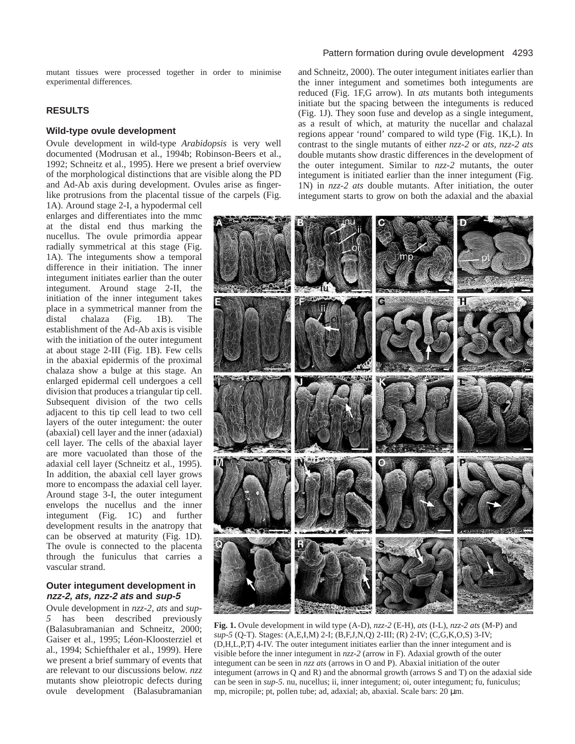mutant tissues were processed together in order to minimise experimental differences.

## RESULTS

### Wild-type ovule development

Ovule development in wild-type *Arabidopsis* is very well documented (Modrusan et al., 1994b; Robinson-Beers et al., 1992; Schneitz et al., 1995). Here we present a brief overview of the morphological distinctions that are visible along the PD and Ad-Ab axis during development. Ovules arise as finger-like protrusions from the placental tissue of the carpels (Fig. 1A). Around stage 2-I, a hypodermal cell enlarges and differentiates into the mmc at the distal end thus marking the nucellus. The ovule primordia appear radially symmetrical at this stage (Fig. 1A). The integuments show a temporal difference in their initiation. The inner integument initiates earlier than the outer integument. Around stage 2-II, the initiation of the inner integument takes place in a symmetrical manner from the distal chalaza (Fig. 1B). The establishment of the Ad-Ab axis is visible with the initiation of the outer integument at about stage 2-III (Fig. 1B). Few cells in the abaxial epidermis of the proximal chalaza show a bulge at this stage. An enlarged epidermal cell undergoes a cell division that produces a triangular tip cell. Subsequent division of the two cells adjacent to this tip cell lead to two cell layers of the outer integument: the outer (abaxial) cell layer and the inner (adaxial) cell layer. The cells of the abaxial layer are more vacuolated than those of the adaxial cell layer (Schneitz et al., 1995). In addition, the abaxial cell layer grows more to encompass the adaxial cell layer. Around stage 3-I, the outer integument envelops the nucellus and the inner integument (Fig. 1C) and further development results in the anatropy that can be observed at maturity (Fig. 1D). The ovule is connected to the placenta through the funiculus that carries a vascular strand.

### Outer integument development in *nzz-2, ats, nzz-2 ats* and *sup-5*

Ovule development in *nzz-2, ats* and *sup-5* has been described previously (Balasubramanian and Schneitz, 2000; Gaiser et al., 1995; Léon-Kloosterziel et al., 1994; Schiefthaler et al., 1999). Here we present a brief summary of events that are relevant to our discussions below. *nzz* mutants show pleiotropic defects during ovule development (Balasubramanian and Schneitz, 2000). The outer integument initiates earlier than the inner integument and sometimes both integuments are reduced (Fig. 1F,G arrow). In *ats* mutants both integuments initiate but the spacing between the integuments is reduced (Fig. 1J). They soon fuse and develop as a single integument, as a result of which, at maturity the nucellar and chalazal regions appear 'round' compared to wild type (Fig. 1K,L). In contrast to the single mutants of either *nzz-2* or *ats, nzz-2 ats* double mutants show drastic differences in the development of the outer integument. Similar to *nzz-2* mutants, the outer integument is initiated earlier than the inner integument (Fig. 1N) in *nzz-2 ats* double mutants. After initiation, the outer integument starts to grow on both the adaxial and the abaxial

**Fig. 1.** Ovule development in wild type (A-D), *nzz-2* (E-H), *ats* (I-L), *nzz-2 ats* (M-P) and *sup-5* (Q-T). Stages: (A,E,I,M) 2-I; (B,F,J,N,Q) 2-III; (R) 2-IV; (C,G,K,O,S) 3-IV; (D,H,L,P,T) 4-IV. The outer integument initiates earlier than the inner integument and is visible before the inner integument in *nzz-2* (arrow in F). Adaxial growth of the outer integument can be seen in *nzz ats* (arrows in O and P). Abaxial initiation of the outer integument (arrows in Q and R) and the abnormal growth (arrows S and T) on the adaxial side can be seen in *sup-5*. nu, nucellus; ii, inner integument; oi, outer integument; fu, funiculus; mp, micropile; pt, pollen tube; ad, adaxial; ab, abaxial. Scale bars: 20 μm.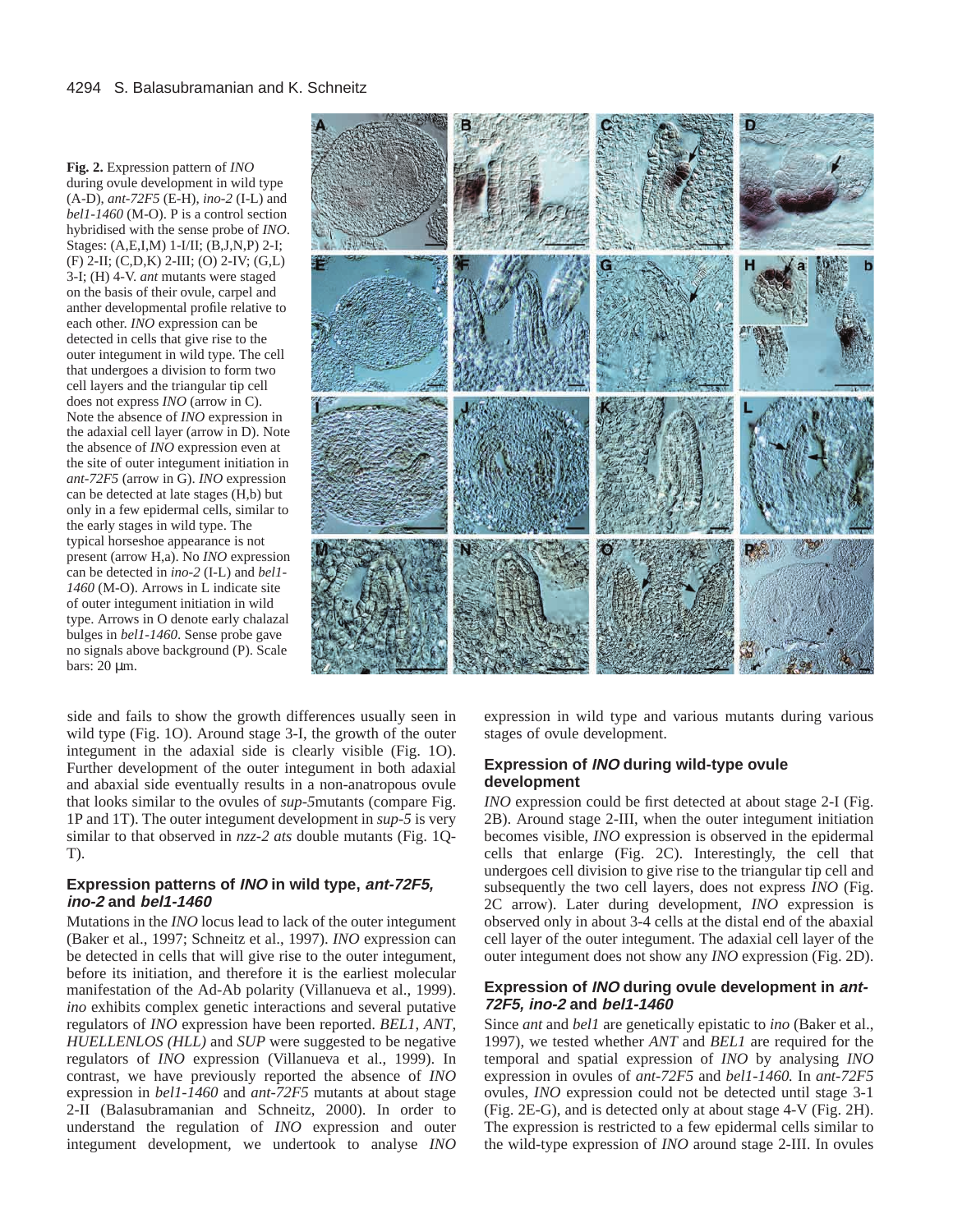**Fig. 2.** Expression pattern of *INO* during ovule development in wild type (A-D), *ant-72F5* (E-H), *ino-2* (I-L) and *bel1-1460* (M-O). P is a control section hybridised with the sense probe of *INO*. Stages: (A,E,I,M) 1-I/II; (B,J,N,P) 2-I; (F) 2-II; (C,D,K) 2-III; (O) 2-IV; (G,L) 3-I; (H) 4-V. *ant* mutants were staged on the basis of their ovule, carpel and anther developmental profile relative to each other. *INO* expression can be detected in cells that give rise to the outer integument in wild type. The cell that undergoes a division to form two cell layers and the triangular tip cell does not express *INO* (arrow in C). Note the absence of *INO* expression in the adaxial cell layer (arrow in D). Note the absence of *INO* expression even at the site of outer integument initiation in *ant-72F5* (arrow in G). *INO* expression can be detected at late stages (H,b) but only in a few epidermal cells, similar to the early stages in wild type. The typical horseshoe appearance is not present (arrow H,a). No *INO* expression can be detected in *ino-2* (I-L) and *bel1-1460* (M-O). Arrows in L indicate site of outer integument initiation in wild type. Arrows in O denote early chalazal bulges in *bel1-1460*. Sense probe gave no signals above background (P). Scale bars: 20 µm.

side and fails to show the growth differences usually seen in wild type (Fig. 1O). Around stage 3-I, the growth of the outer integument in the adaxial side is clearly visible (Fig. 1O). Further development of the outer integument in both adaxial and abaxial side eventually results in a non-anatropous ovule that looks similar to the ovules of *sup-5*mutants (compare Fig. 1P and 1T). The outer integument development in *sup-5* is very similar to that observed in *nzz-2 ats* double mutants (Fig. 1Q-T).

### Expression patterns of *INO* in wild type, *ant-72F5*, *ino-2* and *bel1-1460*

Mutations in the *INO* locus lead to lack of the outer integument (Baker et al., 1997; Schneitz et al., 1997). *INO* expression can be detected in cells that will give rise to the outer integument, before its initiation, and therefore it is the earliest molecular manifestation of the Ad-Ab polarity (Villanueva et al., 1999). *ino* exhibits complex genetic interactions and several putative regulators of *INO* expression have been reported. *BEL1*, *ANT*, *HUELLENLOS (HLL)* and *SUP* were suggested to be negative regulators of *INO* expression (Villanueva et al., 1999). In contrast, we have previously reported the absence of *INO* expression in *bel1-1460* and *ant-72F5* mutants at about stage 2-II (Balasubramanian and Schneitz, 2000). In order to understand the regulation of *INO* expression and outer integument development, we undertook to analyse *INO* expression in wild type and various mutants during various stages of ovule development.

### Expression of *INO* during wild-type ovule development

*INO* expression could be first detected at about stage 2-I (Fig. 2B). Around stage 2-III, when the outer integument initiation becomes visible, *INO* expression is observed in the epidermal cells that enlarge (Fig. 2C). Interestingly, the cell that undergoes cell division to give rise to the triangular tip cell and subsequently the two cell layers, does not express *INO* (Fig. 2C arrow). Later during development, *INO* expression is observed only in about 3-4 cells at the distal end of the abaxial cell layer of the outer integument. The adaxial cell layer of the outer integument does not show any *INO* expression (Fig. 2D).

### Expression of *INO* during ovule development in *ant-72F5*, *ino-2* and *bel1-1460*

Since *ant* and *bel1* are genetically epistatic to *ino* (Baker et al., 1997), we tested whether *ANT* and *BEL1* are required for the temporal and spatial expression of *INO* by analysing *INO* expression in ovules of *ant-72F5* and *bel1-1460.* In *ant-72F5* ovules, *INO* expression could not be detected until stage 3-1 (Fig. 2E-G), and is detected only at about stage 4-V (Fig. 2H). The expression is restricted to a few epidermal cells similar to the wild-type expression of *INO* around stage 2-III. In ovules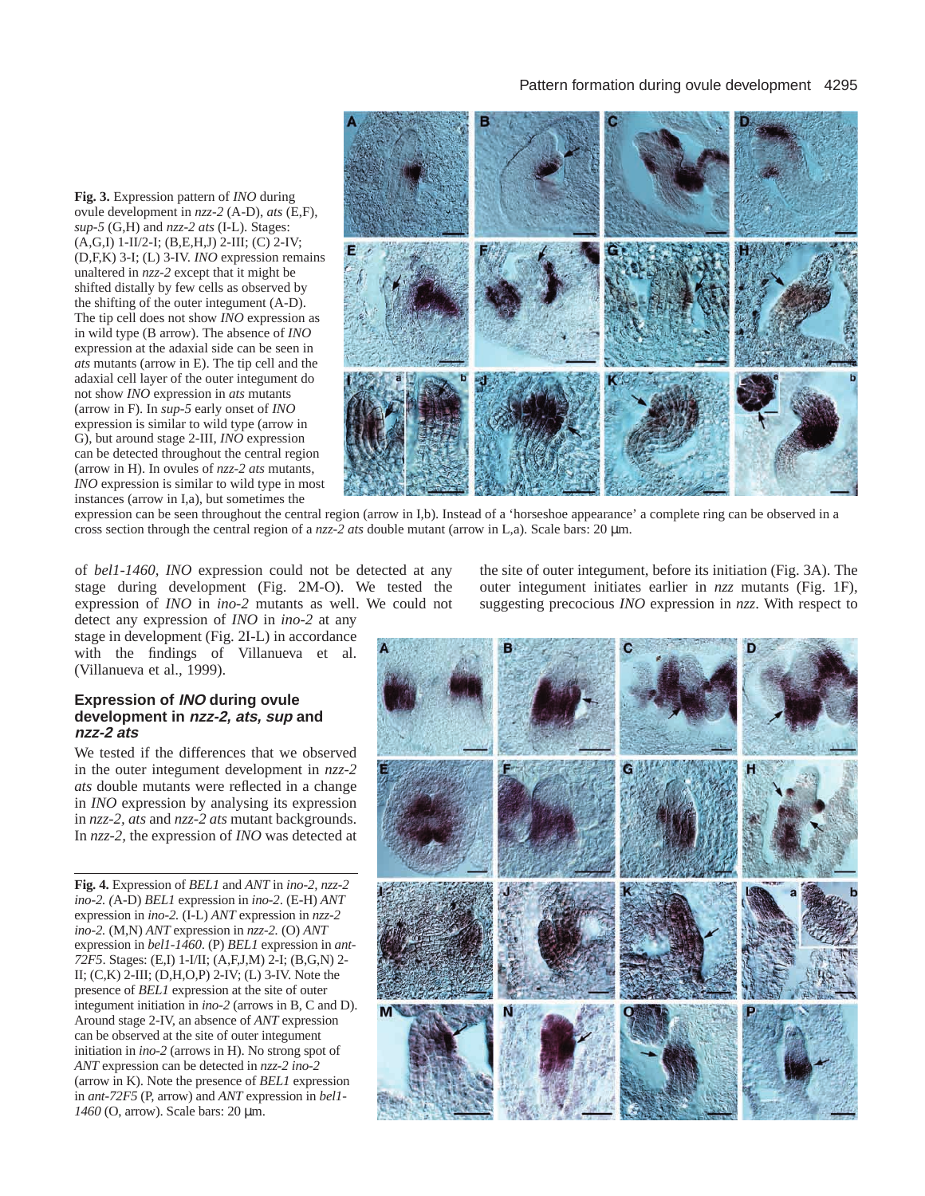**Fig. 3.** Expression pattern of *INO* during ovule development in *nzz-2* (A-D), *ats* (E,F), *sup-5* (G,H) and *nzz-2 ats* (I-L). Stages: (A,G,I) 1-II/2-I; (B,E,H,J) 2-III; (C) 2-IV; (D,F,K) 3-I; (L) 3-IV. *INO* expression remains unaltered in *nzz-2* except that it might be shifted distally by few cells as observed by the shifting of the outer integument (A-D). The tip cell does not show *INO* expression as in wild type (B arrow). The absence of *INO* expression at the adaxial side can be seen in *ats* mutants (arrow in E). The tip cell and the adaxial cell layer of the outer integument do not show *INO* expression in *ats* mutants (arrow in F). In *sup-5* early onset of *INO* expression is similar to wild type (arrow in G), but around stage 2-III, *INO* expression can be detected throughout the central region (arrow in H). In ovules of *nzz-2 ats* mutants, *INO* expression is similar to wild type in most instances (arrow in I,a), but sometimes the expression can be seen throughout the central region (arrow in I,b). Instead of a 'horseshoe appearance' a complete ring can be observed in a cross section through the central region of a *nzz-2 ats* double mutant (arrow in L,a). Scale bars: 20 μm.

of *bel1-1460*, *INO* expression could not be detected at any stage during development (Fig. 2M-O). We tested the expression of *INO* in *ino-2* mutants as well. We could not detect any expression of *INO* in *ino-2* at any stage in development (Fig. 2I-L) in accordance with the findings of Villanueva et al. (Villanueva et al., 1999).

### Expression of *INO* during ovule development in *nzz-2, ats, sup* and *nzz-2 ats*

We tested if the differences that we observed in the outer integument development in *nzz-2 ats* double mutants were reflected in a change in *INO* expression by analysing its expression in *nzz-2*, *ats* and *nzz-2 ats* mutant backgrounds. In *nzz-2*, the expression of *INO* was detected at the site of outer integument, before its initiation (Fig. 3A). The outer integument initiates earlier in *nzz* mutants (Fig. 1F), suggesting precocious *INO* expression in *nzz*. With respect to

**Fig. 4.** Expression of *BEL1* and *ANT* in *ino-2*, *nzz-2 ino-2*. (A-D) *BEL1* expression in *ino-2*. (E-H) *ANT* expression in *ino-2*. (I-L) *ANT* expression in *nzz-2 ino-2*. (M,N) *ANT* expression in *nzz-2*. (O) *ANT* expression in *bel1-1460*. (P) *BEL1* expression in *ant-72F5*. Stages: (E,I) 1-I/II; (A,F,J,M) 2-I; (B,G,N) 2-II; (C,K) 2-III; (D,H,O,P) 2-IV; (L) 3-IV. Note the presence of *BEL1* expression at the site of outer integument initiation in *ino-2* (arrows in B, C and D). Around stage 2-IV, an absence of *ANT* expression can be observed at the site of outer integument initiation in *ino-2* (arrows in H). No strong spot of *ANT* expression can be detected in *nzz-2 ino-2* (arrow in K). Note the presence of *BEL1* expression in *ant-72F5* (P, arrow) and *ANT* expression in *bel1-1460* (O, arrow). Scale bars: 20 μm.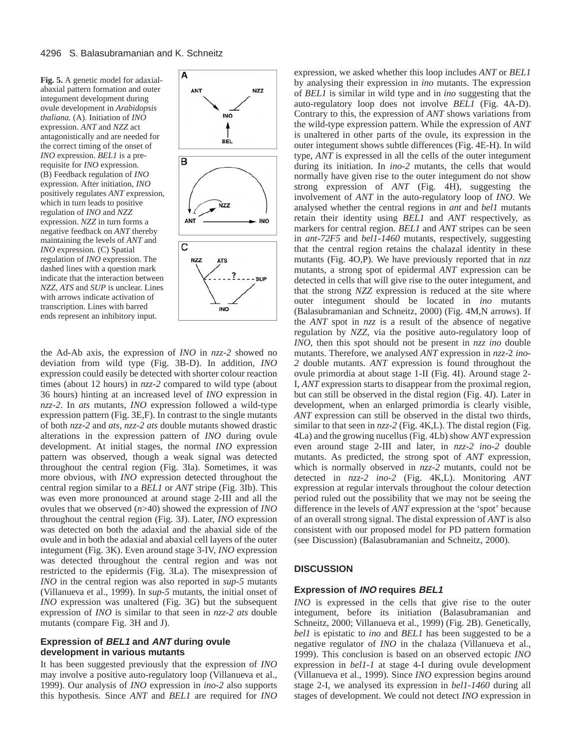**Fig. 5.** A genetic model for adaxial-abaxial pattern formation and outer integument development during ovule development in *Arabidopsis thaliana.* (A). Initiation of *INO* expression. *ANT* and *NZZ* act antagonistically and are needed for the correct timing of the onset of *INO* expression. *BEL1* is a pre-requisite for *INO* expression. (B) Feedback regulation of *INO* expression. After initiation, *INO* positively regulates *ANT* expression, which in turn leads to positive regulation of *INO* and *NZZ* expression. *NZZ* in turn forms a negative feedback on *ANT* thereby maintaining the levels of *ANT* and *INO* expression. (C) Spatial regulation of *INO* expression. The dashed lines with a question mark indicate that the interaction between *NZZ, ATS* and *SUP* is unclear. Lines with arrows indicate activation of transcription. Lines with barred ends represent an inhibitory input.

the Ad-Ab axis, the expression of *INO* in *nzz-2* showed no deviation from wild type (Fig. 3B-D). In addition, *INO* expression could easily be detected with shorter colour reaction times (about 12 hours) in *nzz-2* compared to wild type (about 36 hours) hinting at an increased level of *INO* expression in *nzz-2*. In *ats* mutants, *INO* expression followed a wild-type expression pattern (Fig. 3E,F). In contrast to the single mutants of both *nzz-2* and *ats, nzz-2 ats* double mutants showed drastic alterations in the expression pattern of *INO* during ovule development. At initial stages, the normal *INO* expression pattern was observed, though a weak signal was detected throughout the central region (Fig. 3Ia). Sometimes, it was more obvious, with *INO* expression detected throughout the central region similar to a *BEL1* or *ANT* stripe (Fig. 3Ib). This was even more pronounced at around stage 2-III and all the ovules that we observed (*n*>40) showed the expression of *INO* throughout the central region (Fig. 3J). Later, *INO* expression was detected on both the adaxial and the abaxial side of the ovule and in both the adaxial and abaxial cell layers of the outer integument (Fig. 3K). Even around stage 3-IV, *INO* expression was detected throughout the central region and was not restricted to the epidermis (Fig. 3La). The misexpression of *INO* in the central region was also reported in *sup-5* mutants (Villanueva et al., 1999). In *sup-5* mutants, the initial onset of *INO* expression was unaltered (Fig. 3G) but the subsequent expression of *INO* is similar to that seen in *nzz-2 ats* double mutants (compare Fig. 3H and J).

### Expression of *BEL1* and *ANT* during ovule development in various mutants

It has been suggested previously that the expression of *INO* may involve a positive auto-regulatory loop (Villanueva et al., 1999). Our analysis of *INO* expression in *ino-2* also supports this hypothesis. Since *ANT* and *BEL1* are required for *INO* expression, we asked whether this loop includes *ANT* or *BEL1* by analysing their expression in *ino* mutants. The expression of *BEL1* is similar in wild type and in *ino* suggesting that the auto-regulatory loop does not involve *BEL1* (Fig. 4A-D). Contrary to this, the expression of *ANT* shows variations from the wild-type expression pattern. While the expression of *ANT* is unaltered in other parts of the ovule, its expression in the outer integument shows subtle differences (Fig. 4E-H). In wild type, *ANT* is expressed in all the cells of the outer integument during its initiation. In *ino-2* mutants, the cells that would normally have given rise to the outer integument do not show strong expression of *ANT* (Fig. 4H), suggesting the involvement of *ANT* in the auto-regulatory loop of *INO*. We analysed whether the central regions in *ant* and *bel1* mutants retain their identity using *BEL1* and *ANT* respectively, as markers for central region. *BEL1* and *ANT* stripes can be seen in *ant-72F5* and *bel1-1460* mutants, respectively, suggesting that the central region retains the chalazal identity in these mutants (Fig. 4O,P). We have previously reported that in *nzz* mutants, a strong spot of epidermal *ANT* expression can be detected in cells that will give rise to the outer integument, and that the strong *NZZ* expression is reduced at the site where outer integument should be located in *ino* mutants (Balasubramanian and Schneitz, 2000) (Fig. 4M,N arrows). If the *ANT* spot in *nzz* is a result of the absence of negative regulation by *NZZ*, via the positive auto-regulatory loop of *INO*, then this spot should not be present in *nzz ino* double mutants. Therefore, we analysed *ANT* expression in *nzz*-2 *ino-2* double mutants. *ANT* expression is found throughout the ovule primordia at about stage 1-II (Fig. 4I). Around stage 2-I, *ANT* expression starts to disappear from the proximal region, but can still be observed in the distal region (Fig. 4J). Later in development, when an enlarged primordia is clearly visible, *ANT* expression can still be observed in the distal two thirds, similar to that seen in *nzz-2* (Fig. 4K,L). The distal region (Fig. 4La) and the growing nucellus (Fig. 4Lb) show *ANT* expression even around stage 2-III and later, in *nzz-2 ino-2* double mutants. As predicted, the strong spot of *ANT* expression, which is normally observed in *nzz-2* mutants, could not be detected in *nzz-2 ino-2* (Fig. 4K,L). Monitoring *ANT* expression at regular intervals throughout the colour detection period ruled out the possibility that we may not be seeing the difference in the levels of *ANT* expression at the 'spot' because of an overall strong signal. The distal expression of *ANT* is also consistent with our proposed model for PD pattern formation (see Discussion) (Balasubramanian and Schneitz, 2000).

## DISCUSSION

### Expression of *INO* requires *BEL1*

*INO* is expressed in the cells that give rise to the outer integument, before its initiation (Balasubramanian and Schneitz, 2000; Villanueva et al., 1999) (Fig. 2B). Genetically, *bel1* is epistatic to *ino* and *BEL1* has been suggested to be a negative regulator of *INO* in the chalaza (Villanueva et al., 1999). This conclusion is based on an observed ectopic *INO* expression in *bel1-1* at stage 4-I during ovule development (Villanueva et al., 1999). Since *INO* expression begins around stage 2-I, we analysed its expression in *bel1-1460* during all stages of development. We could not detect *INO* expression in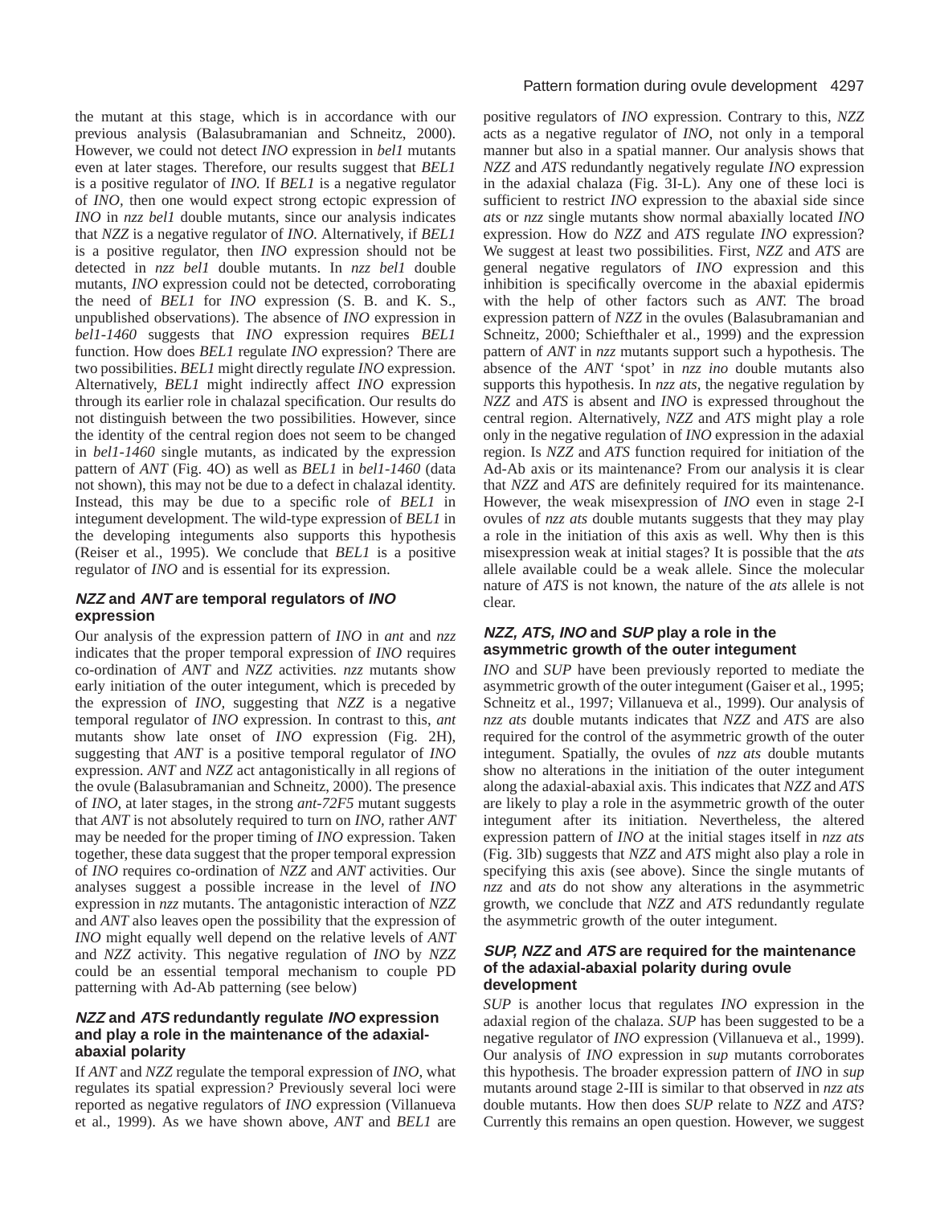the mutant at this stage, which is in accordance with our previous analysis (Balasubramanian and Schneitz, 2000). However, we could not detect *INO* expression in *bel1* mutants even at later stages. Therefore, our results suggest that *BEL1* is a positive regulator of *INO*. If *BEL1* is a negative regulator of *INO*, then one would expect strong ectopic expression of *INO* in *nzz bel1* double mutants, since our analysis indicates that *NZZ* is a negative regulator of *INO*. Alternatively, if *BEL1* is a positive regulator, then *INO* expression should not be detected in *nzz bel1* double mutants. In *nzz bel1* double mutants, *INO* expression could not be detected, corroborating the need of *BEL1* for *INO* expression (S. B. and K. S., unpublished observations). The absence of *INO* expression in *bel1-1460* suggests that *INO* expression requires *BEL1* function. How does *BEL1* regulate *INO* expression? There are two possibilities. *BEL1* might directly regulate *INO* expression. Alternatively, *BEL1* might indirectly affect *INO* expression through its earlier role in chalazal specification. Our results do not distinguish between the two possibilities. However, since the identity of the central region does not seem to be changed in *bel1-1460* single mutants, as indicated by the expression pattern of *ANT* (Fig. 4O) as well as *BEL1* in *bel1-1460* (data not shown), this may not be due to a defect in chalazal identity. Instead, this may be due to a specific role of *BEL1* in integument development. The wild-type expression of *BEL1* in the developing integuments also supports this hypothesis (Reiser et al., 1995). We conclude that *BEL1* is a positive regulator of *INO* and is essential for its expression.

### *NZZ* and *ANT* are temporal regulators of *INO* expression

Our analysis of the expression pattern of *INO* in *ant* and *nzz* indicates that the proper temporal expression of *INO* requires co-ordination of *ANT* and *NZZ* activities. *nzz* mutants show early initiation of the outer integument, which is preceded by the expression of *INO*, suggesting that *NZZ* is a negative temporal regulator of *INO* expression. In contrast to this, *ant* mutants show late onset of *INO* expression (Fig. 2H), suggesting that *ANT* is a positive temporal regulator of *INO* expression. *ANT* and *NZZ* act antagonistically in all regions of the ovule (Balasubramanian and Schneitz, 2000). The presence of *INO*, at later stages, in the strong *ant-72F5* mutant suggests that *ANT* is not absolutely required to turn on *INO*, rather *ANT* may be needed for the proper timing of *INO* expression. Taken together, these data suggest that the proper temporal expression of *INO* requires co-ordination of *NZZ* and *ANT* activities. Our analyses suggest a possible increase in the level of *INO* expression in *nzz* mutants. The antagonistic interaction of *NZZ* and *ANT* also leaves open the possibility that the expression of *INO* might equally well depend on the relative levels of *ANT* and *NZZ* activity. This negative regulation of *INO* by *NZZ* could be an essential temporal mechanism to couple PD patterning with Ad-Ab patterning (see below)

### *NZZ* and *ATS* redundantly regulate *INO* expression and play a role in the maintenance of the adaxial-abaxial polarity

If *ANT* and *NZZ* regulate the temporal expression of *INO*, what regulates its spatial expression? Previously several loci were reported as negative regulators of *INO* expression (Villanueva et al., 1999). As we have shown above, *ANT* and *BEL1* are positive regulators of *INO* expression. Contrary to this, *NZZ* acts as a negative regulator of *INO*, not only in a temporal manner but also in a spatial manner. Our analysis shows that *NZZ* and *ATS* redundantly negatively regulate *INO* expression in the adaxial chalaza (Fig. 3I-L). Any one of these loci is sufficient to restrict *INO* expression to the abaxial side since *ats* or *nzz* single mutants show normal abaxially located *INO* expression. How do *NZZ* and *ATS* regulate *INO* expression? We suggest at least two possibilities. First, *NZZ* and *ATS* are general negative regulators of *INO* expression and this inhibition is specifically overcome in the abaxial epidermis with the help of other factors such as *ANT*. The broad expression pattern of *NZZ* in the ovules (Balasubramanian and Schneitz, 2000; Schiefthaler et al., 1999) and the expression pattern of *ANT* in *nzz* mutants support such a hypothesis. The absence of the *ANT* 'spot' in *nzz ino* double mutants also supports this hypothesis. In *nzz ats*, the negative regulation by *NZZ* and *ATS* is absent and *INO* is expressed throughout the central region. Alternatively, *NZZ* and *ATS* might play a role only in the negative regulation of *INO* expression in the adaxial region. Is *NZZ* and *ATS* function required for initiation of the Ad-Ab axis or its maintenance? From our analysis it is clear that *NZZ* and *ATS* are definitely required for its maintenance. However, the weak misexpression of *INO* even in stage 2-I ovules of *nzz ats* double mutants suggests that they may play a role in the initiation of this axis as well. Why then is this misexpression weak at initial stages? It is possible that the *ats* allele available could be a weak allele. Since the molecular nature of *ATS* is not known, the nature of the *ats* allele is not clear.

### *NZZ, ATS, INO* and *SUP* play a role in the asymmetric growth of the outer integument

*INO* and *SUP* have been previously reported to mediate the asymmetric growth of the outer integument (Gaiser et al., 1995; Schneitz et al., 1997; Villanueva et al., 1999). Our analysis of *nzz ats* double mutants indicates that *NZZ* and *ATS* are also required for the control of the asymmetric growth of the outer integument. Spatially, the ovules of *nzz ats* double mutants show no alterations in the initiation of the outer integument along the adaxial-abaxial axis. This indicates that *NZZ* and *ATS* are likely to play a role in the asymmetric growth of the outer integument after its initiation. Nevertheless, the altered expression pattern of *INO* at the initial stages itself in *nzz ats* (Fig. 3Ib) suggests that *NZZ* and *ATS* might also play a role in specifying this axis (see above). Since the single mutants of *nzz* and *ats* do not show any alterations in the asymmetric growth, we conclude that *NZZ* and *ATS* redundantly regulate the asymmetric growth of the outer integument.

### *SUP, NZZ* and *ATS* are required for the maintenance of the adaxial-abaxial polarity during ovule development

*SUP* is another locus that regulates *INO* expression in the adaxial region of the chalaza. *SUP* has been suggested to be a negative regulator of *INO* expression (Villanueva et al., 1999). Our analysis of *INO* expression in *sup* mutants corroborates this hypothesis. The broader expression pattern of *INO* in *sup* mutants around stage 2-III is similar to that observed in *nzz ats* double mutants. How then does *SUP* relate to *NZZ* and *ATS*? Currently this remains an open question. However, we suggest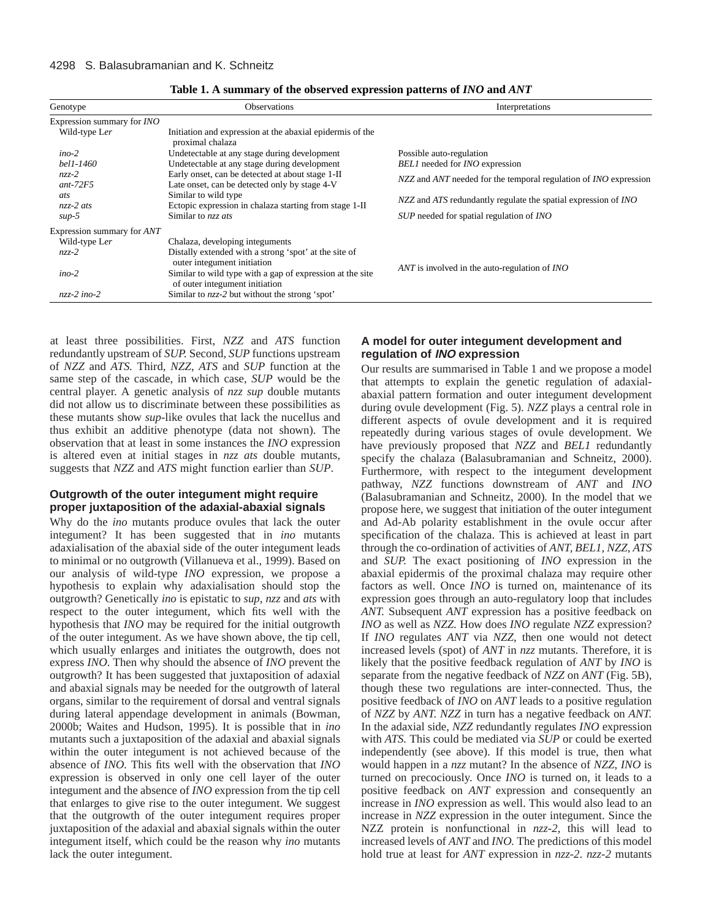**Table 1. A summary of the observed expression patterns of *INO* and *ANT***

| Genotype | Observations | Interpretations |
|---|---|---|
| Expression summary for *INO* | | |
| Wild-type L*er* | Initiation and expression at the abaxial epidermis of the proximal chalaza | |
| *ino-2* | Undetectable at any stage during development | Possible auto-regulation |
| *bel1-1460* | Undetectable at any stage during development | *BEL1* needed for *INO* expression |
| *nzz-2* | Early onset, can be detected at about stage 1-II | *NZZ* and *ANT* needed for the temporal regulation of *INO* expression |
| *ant-72F5* | Late onset, can be detected only by stage 4-V | |
| *ats* | Similar to wild type | *NZZ* and *ATS* redundantly regulate the spatial expression of *INO* |
| *nzz-2 ats* | Ectopic expression in chalaza starting from stage 1-II | |
| *sup-5* | Similar to *nzz ats* | *SUP* needed for spatial regulation of *INO* |
| Expression summary for *ANT* | | |
| Wild-type L*er* | Chalaza, developing integuments | |
| *nzz-2* | Distally extended with a strong 'spot' at the site of outer integument initiation | *ANT* is involved in the auto-regulation of *INO* |
| *ino-2* | Similar to wild type with a gap of expression at the site of outer integument initiation | |
| *nzz-2 ino-2* | Similar to *nzz-2* but without the strong 'spot' | |

at least three possibilities. First, *NZZ* and *ATS* function redundantly upstream of *SUP*. Second, *SUP* functions upstream of *NZZ* and *ATS*. Third, *NZZ*, *ATS* and *SUP* function at the same step of the cascade, in which case, *SUP* would be the central player. A genetic analysis of *nzz sup* double mutants did not allow us to discriminate between these possibilities as these mutants show *sup*-like ovules that lack the nucellus and thus exhibit an additive phenotype (data not shown). The observation that at least in some instances the *INO* expression is altered even at initial stages in *nzz ats* double mutants, suggests that *NZZ* and *ATS* might function earlier than *SUP*.

### Outgrowth of the outer integument might require proper juxtaposition of the adaxial-abaxial signals

Why do the *ino* mutants produce ovules that lack the outer integument? It has been suggested that in *ino* mutants adaxialisation of the abaxial side of the outer integument leads to minimal or no outgrowth (Villanueva et al., 1999). Based on our analysis of wild-type *INO* expression, we propose a hypothesis to explain why adaxialisation should stop the outgrowth? Genetically *ino* is epistatic to *sup*, *nzz* and *ats* with respect to the outer integument, which fits well with the hypothesis that *INO* may be required for the initial outgrowth of the outer integument. As we have shown above, the tip cell, which usually enlarges and initiates the outgrowth, does not express *INO*. Then why should the absence of *INO* prevent the outgrowth? It has been suggested that juxtaposition of adaxial and abaxial signals may be needed for the outgrowth of lateral organs, similar to the requirement of dorsal and ventral signals during lateral appendage development in animals (Bowman, 2000b; Waites and Hudson, 1995). It is possible that in *ino* mutants such a juxtaposition of the adaxial and abaxial signals within the outer integument is not achieved because of the absence of *INO*. This fits well with the observation that *INO* expression is observed in only one cell layer of the outer integument and the absence of *INO* expression from the tip cell that enlarges to give rise to the outer integument. We suggest that the outgrowth of the outer integument requires proper juxtaposition of the adaxial and abaxial signals within the outer integument itself, which could be the reason why *ino* mutants lack the outer integument.

### A model for outer integument development and regulation of *INO* expression

Our results are summarised in Table 1 and we propose a model that attempts to explain the genetic regulation of adaxial-abaxial pattern formation and outer integument development during ovule development (Fig. 5). *NZZ* plays a central role in different aspects of ovule development and it is required repeatedly during various stages of ovule development. We have previously proposed that *NZZ* and *BEL1* redundantly specify the chalaza (Balasubramanian and Schneitz, 2000). Furthermore, with respect to the integument development pathway, *NZZ* functions downstream of *ANT* and *INO* (Balasubramanian and Schneitz, 2000). In the model that we propose here, we suggest that initiation of the outer integument and Ad-Ab polarity establishment in the ovule occur after specification of the chalaza. This is achieved at least in part through the co-ordination of activities of *ANT, BEL1, NZZ, ATS* and *SUP*. The exact positioning of *INO* expression in the abaxial epidermis of the proximal chalaza may require other factors as well. Once *INO* is turned on, maintenance of its expression goes through an auto-regulatory loop that includes *ANT*. Subsequent *ANT* expression has a positive feedback on *INO* as well as *NZZ*. How does *INO* regulate *NZZ* expression? If *INO* regulates *ANT* via *NZZ*, then one would not detect increased levels (spot) of *ANT* in *nzz* mutants. Therefore, it is likely that the positive feedback regulation of *ANT* by *INO* is separate from the negative feedback of *NZZ* on *ANT* (Fig. 5B), though these two regulations are inter-connected. Thus, the positive feedback of *INO* on *ANT* leads to a positive regulation of *NZZ* by *ANT*. *NZZ* in turn has a negative feedback on *ANT*. In the adaxial side, *NZZ* redundantly regulates *INO* expression with *ATS*. This could be mediated via *SUP* or could be exerted independently (see above). If this model is true, then what would happen in a *nzz* mutant? In the absence of *NZZ*, *INO* is turned on precociously. Once *INO* is turned on, it leads to a positive feedback on *ANT* expression and consequently an increase in *INO* expression as well. This would also lead to an increase in *NZZ* expression in the outer integument. Since the NZZ protein is nonfunctional in *nzz-2*, this will lead to increased levels of *ANT* and *INO*. The predictions of this model hold true at least for *ANT* expression in *nzz-2*. *nzz-2* mutants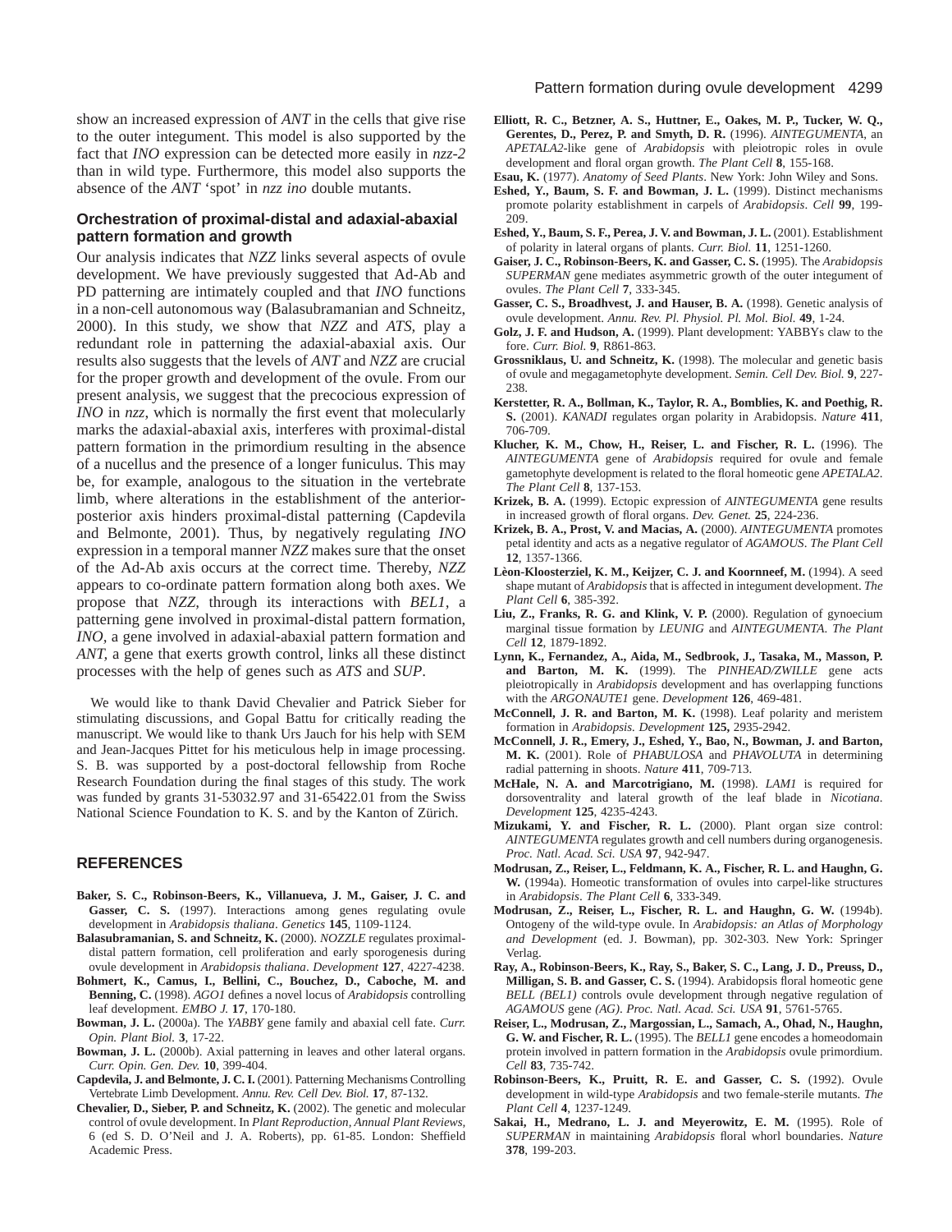show an increased expression of *ANT* in the cells that give rise to the outer integument. This model is also supported by the fact that *INO* expression can be detected more easily in *nzz-2* than in wild type. Furthermore, this model also supports the absence of the *ANT* 'spot' in *nzz ino* double mutants.

## Orchestration of proximal-distal and adaxial-abaxial pattern formation and growth

Our analysis indicates that *NZZ* links several aspects of ovule development. We have previously suggested that Ad-Ab and PD patterning are intimately coupled and that *INO* functions in a non-cell autonomous way (Balasubramanian and Schneitz, 2000). In this study, we show that *NZZ* and *ATS*, play a redundant role in patterning the adaxial-abaxial axis. Our results also suggests that the levels of *ANT* and *NZZ* are crucial for the proper growth and development of the ovule. From our present analysis, we suggest that the precocious expression of *INO* in *nzz*, which is normally the first event that molecularly marks the adaxial-abaxial axis, interferes with proximal-distal pattern formation in the primordium resulting in the absence of a nucellus and the presence of a longer funiculus. This may be, for example, analogous to the situation in the vertebrate limb, where alterations in the establishment of the anterior-posterior axis hinders proximal-distal patterning (Capdevila and Belmonte, 2001). Thus, by negatively regulating *INO* expression in a temporal manner *NZZ* makes sure that the onset of the Ad-Ab axis occurs at the correct time. Thereby, *NZZ* appears to co-ordinate pattern formation along both axes. We propose that *NZZ*, through its interactions with *BEL1*, a patterning gene involved in proximal-distal pattern formation, *INO*, a gene involved in adaxial-abaxial pattern formation and *ANT*, a gene that exerts growth control, links all these distinct processes with the help of genes such as *ATS* and *SUP*.

We would like to thank David Chevalier and Patrick Sieber for stimulating discussions, and Gopal Battu for critically reading the manuscript. We would like to thank Urs Jauch for his help with SEM and Jean-Jacques Pittet for his meticulous help in image processing. S. B. was supported by a post-doctoral fellowship from Roche Research Foundation during the final stages of this study. The work was funded by grants 31-53032.97 and 31-65422.01 from the Swiss National Science Foundation to K. S. and by the Kanton of Zürich.

## REFERENCES

**Baker, S. C., Robinson-Beers, K., Villanueva, J. M., Gaiser, J. C. and Gasser, C. S.** (1997). Interactions among genes regulating ovule development in *Arabidopsis thaliana*. *Genetics* **145**, 1109-1124.

**Balasubramanian, S. and Schneitz, K.** (2000). *NOZZLE* regulates proximal-distal pattern formation, cell proliferation and early sporogenesis during ovule development in *Arabidopsis thaliana*. *Development* **127**, 4227-4238.

**Bohmert, K., Camus, I., Bellini, C., Bouchez, D., Caboche, M. and Benning, C.** (1998). *AGO1* defines a novel locus of *Arabidopsis* controlling leaf development. *EMBO J.* **17**, 170-180.

**Bowman, J. L.** (2000a). The *YABBY* gene family and abaxial cell fate. *Curr. Opin. Plant Biol.* **3**, 17-22.

**Bowman, J. L.** (2000b). Axial patterning in leaves and other lateral organs. *Curr. Opin. Gen. Dev.* **10**, 399-404.

**Capdevila, J. and Belmonte, J. C. I.** (2001). Patterning Mechanisms Controlling Vertebrate Limb Development. *Annu. Rev. Cell Dev. Biol.* **17**, 87-132.

**Chevalier, D., Sieber, P. and Schneitz, K.** (2002). The genetic and molecular control of ovule development. In *Plant Reproduction, Annual Plant Reviews*, 6 (ed S. D. O'Neil and J. A. Roberts), pp. 61-85. London: Sheffield Academic Press.

**Elliott, R. C., Betzner, A. S., Huttner, E., Oakes, M. P., Tucker, W. Q., Gerentes, D., Perez, P. and Smyth, D. R.** (1996). *AINTEGUMENTA*, an *APETALA2*-like gene of *Arabidopsis* with pleiotropic roles in ovule development and floral organ growth. *The Plant Cell* **8**, 155-168.

**Esau, K.** (1977). *Anatomy of Seed Plants*. New York: John Wiley and Sons.

**Eshed, Y., Baum, S. F. and Bowman, J. L.** (1999). Distinct mechanisms promote polarity establishment in carpels of *Arabidopsis*. *Cell* **99**, 199-209.

**Eshed, Y., Baum, S. F., Perea, J. V. and Bowman, J. L.** (2001). Establishment of polarity in lateral organs of plants. *Curr. Biol.* **11**, 1251-1260.

**Gaiser, J. C., Robinson-Beers, K. and Gasser, C. S.** (1995). The *Arabidopsis SUPERMAN* gene mediates asymmetric growth of the outer integument of ovules. *The Plant Cell* **7**, 333-345.

**Gasser, C. S., Broadhvest, J. and Hauser, B. A.** (1998). Genetic analysis of ovule development. *Annu. Rev. Pl. Physiol. Pl. Mol. Biol.* **49**, 1-24.

**Golz, J. F. and Hudson, A.** (1999). Plant development: YABBYs claw to the fore. *Curr. Biol.* **9**, R861-863.

**Grossniklaus, U. and Schneitz, K.** (1998). The molecular and genetic basis of ovule and megagametophyte development. *Semin. Cell Dev. Biol.* **9**, 227-238.

**Kerstetter, R. A., Bollman, K., Taylor, R. A., Bomblies, K. and Poethig, R. S.** (2001). *KANADI* regulates organ polarity in Arabidopsis. *Nature* **411**, 706-709.

**Klucher, K. M., Chow, H., Reiser, L. and Fischer, R. L.** (1996). The *AINTEGUMENTA* gene of *Arabidopsis* required for ovule and female gametophyte development is related to the floral homeotic gene *APETALA2*. *The Plant Cell* **8**, 137-153.

**Krizek, B. A.** (1999). Ectopic expression of *AINTEGUMENTA* gene results in increased growth of floral organs. *Dev. Genet.* **25**, 224-236.

**Krizek, B. A., Prost, V. and Macias, A.** (2000). *AINTEGUMENTA* promotes petal identity and acts as a negative regulator of *AGAMOUS*. *The Plant Cell* **12**, 1357-1366.

**Lèon-Kloosterziel, K. M., Keijzer, C. J. and Koornneef, M.** (1994). A seed shape mutant of *Arabidopsis* that is affected in integument development. *The Plant Cell* **6**, 385-392.

**Liu, Z., Franks, R. G. and Klink, V. P.** (2000). Regulation of gynoecium marginal tissue formation by *LEUNIG* and *AINTEGUMENTA*. *The Plant Cell* **12**, 1879-1892.

**Lynn, K., Fernandez, A., Aida, M., Sedbrook, J., Tasaka, M., Masson, P. and Barton, M. K.** (1999). The *PINHEAD/ZWILLE* gene acts pleiotropically in *Arabidopsis* development and has overlapping functions with the *ARGONAUTE1* gene. *Development* **126**, 469-481.

**McConnell, J. R. and Barton, M. K.** (1998). Leaf polarity and meristem formation in *Arabidopsis. Development* **125,** 2935-2942.

**McConnell, J. R., Emery, J., Eshed, Y., Bao, N., Bowman, J. and Barton, M. K.** (2001). Role of *PHABULOSA* and *PHAVOLUTA* in determining radial patterning in shoots. *Nature* **411**, 709-713.

**McHale, N. A. and Marcotrigiano, M.** (1998). *LAM1* is required for dorsoventrality and lateral growth of the leaf blade in *Nicotiana*. *Development* **125**, 4235-4243.

**Mizukami, Y. and Fischer, R. L.** (2000). Plant organ size control: *AINTEGUMENTA* regulates growth and cell numbers during organogenesis. *Proc. Natl. Acad. Sci. USA* **97**, 942-947.

**Modrusan, Z., Reiser, L., Feldmann, K. A., Fischer, R. L. and Haughn, G. W.** (1994a). Homeotic transformation of ovules into carpel-like structures in *Arabidopsis*. *The Plant Cell* **6**, 333-349.

**Modrusan, Z., Reiser, L., Fischer, R. L. and Haughn, G. W.** (1994b). Ontogeny of the wild-type ovule. In *Arabidopsis: an Atlas of Morphology and Development* (ed. J. Bowman), pp. 302-303. New York: Springer Verlag.

**Ray, A., Robinson-Beers, K., Ray, S., Baker, S. C., Lang, J. D., Preuss, D., Milligan, S. B. and Gasser, C. S.** (1994). Arabidopsis floral homeotic gene *BELL (BEL1)* controls ovule development through negative regulation of *AGAMOUS* gene *(AG)*. *Proc. Natl. Acad. Sci. USA* **91**, 5761-5765.

**Reiser, L., Modrusan, Z., Margossian, L., Samach, A., Ohad, N., Haughn, G. W. and Fischer, R. L.** (1995). The *BELL1* gene encodes a homeodomain protein involved in pattern formation in the *Arabidopsis* ovule primordium. *Cell* **83**, 735-742.

**Robinson-Beers, K., Pruitt, R. E. and Gasser, C. S.** (1992). Ovule development in wild-type *Arabidopsis* and two female-sterile mutants. *The Plant Cell* **4**, 1237-1249.

**Sakai, H., Medrano, L. J. and Meyerowitz, E. M.** (1995). Role of *SUPERMAN* in maintaining *Arabidopsis* floral whorl boundaries. *Nature* **378**, 199-203.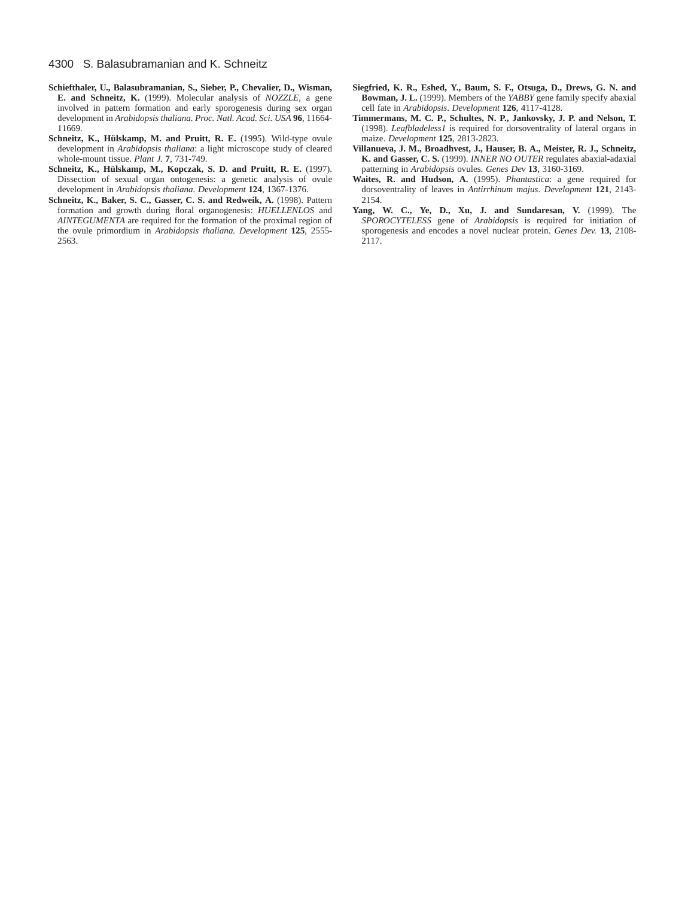**Schiefthaler, U., Balasubramanian, S., Sieber, P., Chevalier, D., Wisman, E. and Schneitz, K.** (1999). Molecular analysis of *NOZZLE*, a gene involved in pattern formation and early sporogenesis during sex organ development in *Arabidopsis thaliana*. *Proc. Natl. Acad. Sci. USA* **96**, 11664-11669.

**Schneitz, K., Hülskamp, M. and Pruitt, R. E.** (1995). Wild-type ovule development in *Arabidopsis thaliana*: a light microscope study of cleared whole-mount tissue. *Plant J.* **7**, 731-749.

**Schneitz, K., Hülskamp, M., Kopczak, S. D. and Pruitt, R. E.** (1997). Dissection of sexual organ ontogenesis: a genetic analysis of ovule development in *Arabidopsis thaliana*. *Development* **124**, 1367-1376.

**Schneitz, K., Baker, S. C., Gasser, C. S. and Redweik, A.** (1998). Pattern formation and growth during floral organogenesis: *HUELLENLOS* and *AINTEGUMENTA* are required for the formation of the proximal region of the ovule primordium in *Arabidopsis thaliana. Development* **125**, 2555-2563.

**Siegfried, K. R., Eshed, Y., Baum, S. F., Otsuga, D., Drews, G. N. and Bowman, J. L.** (1999). Members of the *YABBY* gene family specify abaxial cell fate in *Arabidopsis*. *Development* **126**, 4117-4128.

**Timmermans, M. C. P., Schultes, N. P., Jankovsky, J. P. and Nelson, T.** (1998). *Leafbladeless1* is required for dorsoventrality of lateral organs in maize. *Development* **125**, 2813-2823.

**Villanueva, J. M., Broadhvest, J., Hauser, B. A., Meister, R. J., Schneitz, K. and Gasser, C. S.** (1999). *INNER NO OUTER* regulates abaxial-adaxial patterning in *Arabidopsis* ovules. *Genes Dev* **13**, 3160-3169.

**Waites, R. and Hudson, A.** (1995). *Phantastica*: a gene required for dorsoventrality of leaves in *Antirrhinum majus*. *Development* **121**, 2143-2154.

**Yang, W. C., Ye, D., Xu, J. and Sundaresan, V.** (1999). The *SPOROCYTELESS* gene of *Arabidopsis* is required for initiation of sporogenesis and encodes a novel nuclear protein. *Genes Dev.* **13**, 2108-2117.